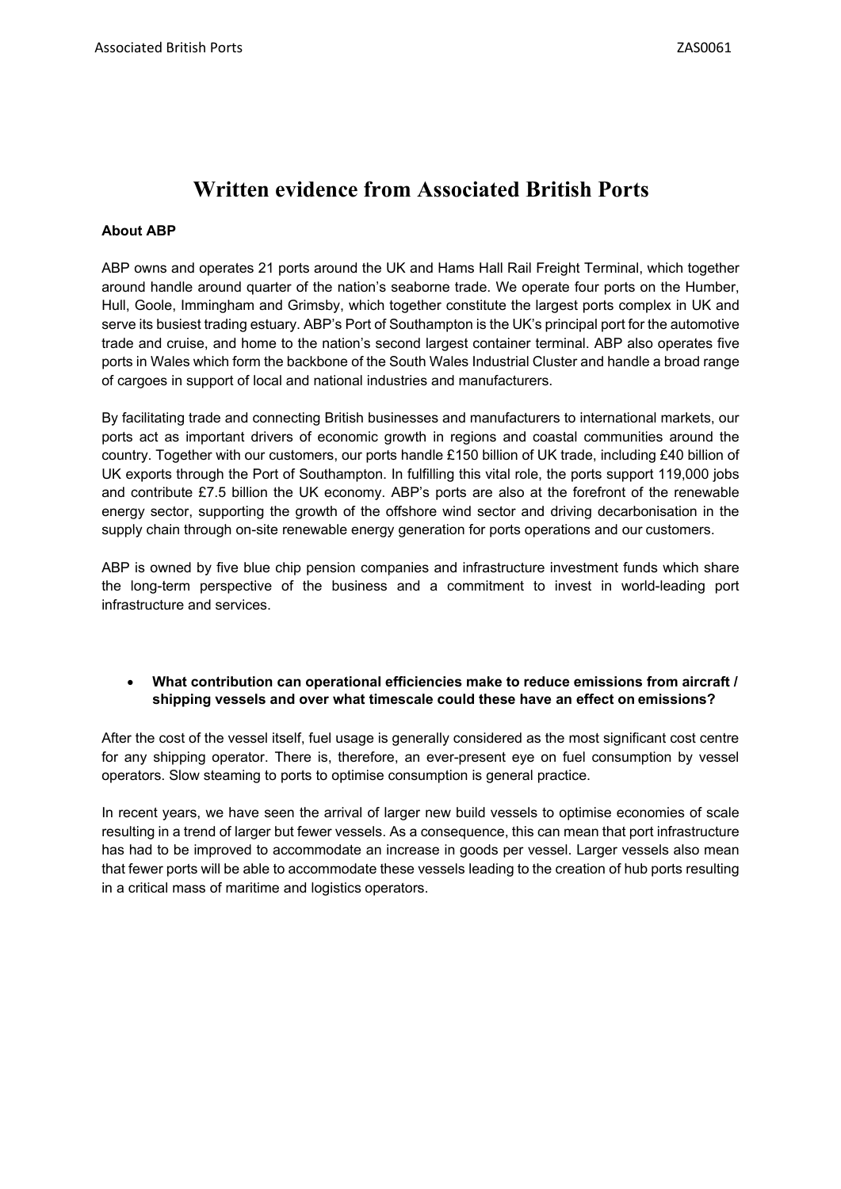# Written evidence from Associated British Ports

**About ABP**

ABP owns and operates 21 ports around the UK and Hams Hall Rail Freight Terminal, which together around handle around quarter of the nation's seaborne trade. We operate four ports on the Humber, Hull, Goole, Immingham and Grimsby, which together constitute the largest ports complex in UK and serve its busiest trading estuary. ABP's Port of Southampton is the UK's principal port for the automotive trade and cruise, and home to the nation's second largest container terminal. ABP also operates five ports in Wales which form the backbone of the South Wales Industrial Cluster and handle a broad range of cargoes in support of local and national industries and manufacturers.

By facilitating trade and connecting British businesses and manufacturers to international markets, our ports act as important drivers of economic growth in regions and coastal communities around the country. Together with our customers, our ports handle £150 billion of UK trade, including £40 billion of UK exports through the Port of Southampton. In fulfilling this vital role, the ports support 119,000 jobs and contribute £7.5 billion the UK economy. ABP's ports are also at the forefront of the renewable energy sector, supporting the growth of the offshore wind sector and driving decarbonisation in the supply chain through on-site renewable energy generation for ports operations and our customers.

ABP is owned by five blue chip pension companies and infrastructure investment funds which share the long-term perspective of the business and a commitment to invest in world-leading port infrastructure and services.

- **What contribution can operational efficiencies make to reduce emissions from aircraft / shipping vessels and over what timescale could these have an effect on emissions?**

After the cost of the vessel itself, fuel usage is generally considered as the most significant cost centre for any shipping operator. There is, therefore, an ever-present eye on fuel consumption by vessel operators. Slow steaming to ports to optimise consumption is general practice.

In recent years, we have seen the arrival of larger new build vessels to optimise economies of scale resulting in a trend of larger but fewer vessels. As a consequence, this can mean that port infrastructure has had to be improved to accommodate an increase in goods per vessel. Larger vessels also mean that fewer ports will be able to accommodate these vessels leading to the creation of hub ports resulting in a critical mass of maritime and logistics operators.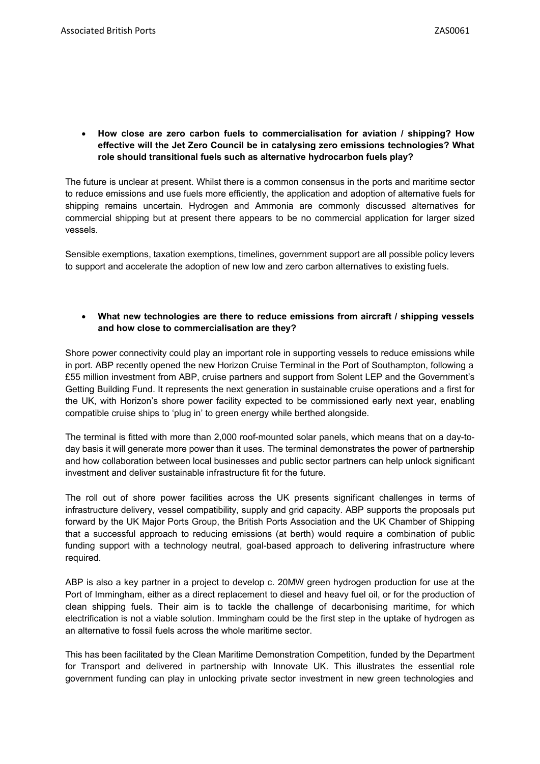- **How close are zero carbon fuels to commercialisation for aviation / shipping? How effective will the Jet Zero Council be in catalysing zero emissions technologies? What role should transitional fuels such as alternative hydrocarbon fuels play?**

The future is unclear at present. Whilst there is a common consensus in the ports and maritime sector to reduce emissions and use fuels more efficiently, the application and adoption of alternative fuels for shipping remains uncertain. Hydrogen and Ammonia are commonly discussed alternatives for commercial shipping but at present there appears to be no commercial application for larger sized vessels.

Sensible exemptions, taxation exemptions, timelines, government support are all possible policy levers to support and accelerate the adoption of new low and zero carbon alternatives to existing fuels.

- **What new technologies are there to reduce emissions from aircraft / shipping vessels and how close to commercialisation are they?**

Shore power connectivity could play an important role in supporting vessels to reduce emissions while in port. ABP recently opened the new Horizon Cruise Terminal in the Port of Southampton, following a £55 million investment from ABP, cruise partners and support from Solent LEP and the Government's Getting Building Fund. It represents the next generation in sustainable cruise operations and a first for the UK, with Horizon's shore power facility expected to be commissioned early next year, enabling compatible cruise ships to 'plug in' to green energy while berthed alongside.

The terminal is fitted with more than 2,000 roof-mounted solar panels, which means that on a day-to-day basis it will generate more power than it uses. The terminal demonstrates the power of partnership and how collaboration between local businesses and public sector partners can help unlock significant investment and deliver sustainable infrastructure fit for the future.

The roll out of shore power facilities across the UK presents significant challenges in terms of infrastructure delivery, vessel compatibility, supply and grid capacity. ABP supports the proposals put forward by the UK Major Ports Group, the British Ports Association and the UK Chamber of Shipping that a successful approach to reducing emissions (at berth) would require a combination of public funding support with a technology neutral, goal-based approach to delivering infrastructure where required.

ABP is also a key partner in a project to develop c. 20MW green hydrogen production for use at the Port of Immingham, either as a direct replacement to diesel and heavy fuel oil, or for the production of clean shipping fuels. Their aim is to tackle the challenge of decarbonising maritime, for which electrification is not a viable solution. Immingham could be the first step in the uptake of hydrogen as an alternative to fossil fuels across the whole maritime sector.

This has been facilitated by the Clean Maritime Demonstration Competition, funded by the Department for Transport and delivered in partnership with Innovate UK. This illustrates the essential role government funding can play in unlocking private sector investment in new green technologies and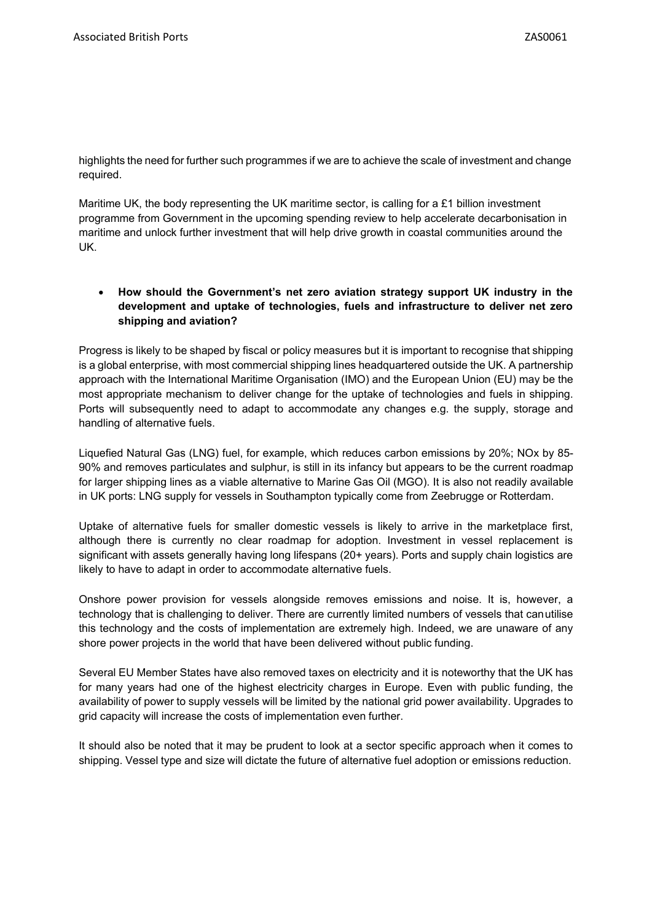highlights the need for further such programmes if we are to achieve the scale of investment and change required.

Maritime UK, the body representing the UK maritime sector, is calling for a £1 billion investment programme from Government in the upcoming spending review to help accelerate decarbonisation in maritime and unlock further investment that will help drive growth in coastal communities around the UK.

- **How should the Government's net zero aviation strategy support UK industry in the development and uptake of technologies, fuels and infrastructure to deliver net zero shipping and aviation?**

Progress is likely to be shaped by fiscal or policy measures but it is important to recognise that shipping is a global enterprise, with most commercial shipping lines headquartered outside the UK. A partnership approach with the International Maritime Organisation (IMO) and the European Union (EU) may be the most appropriate mechanism to deliver change for the uptake of technologies and fuels in shipping. Ports will subsequently need to adapt to accommodate any changes e.g. the supply, storage and handling of alternative fuels.

Liquefied Natural Gas (LNG) fuel, for example, which reduces carbon emissions by 20%; NOx by 85-90% and removes particulates and sulphur, is still in its infancy but appears to be the current roadmap for larger shipping lines as a viable alternative to Marine Gas Oil (MGO). It is also not readily available in UK ports: LNG supply for vessels in Southampton typically come from Zeebrugge or Rotterdam.

Uptake of alternative fuels for smaller domestic vessels is likely to arrive in the marketplace first, although there is currently no clear roadmap for adoption. Investment in vessel replacement is significant with assets generally having long lifespans (20+ years). Ports and supply chain logistics are likely to have to adapt in order to accommodate alternative fuels.

Onshore power provision for vessels alongside removes emissions and noise. It is, however, a technology that is challenging to deliver. There are currently limited numbers of vessels that can utilise this technology and the costs of implementation are extremely high. Indeed, we are unaware of any shore power projects in the world that have been delivered without public funding.

Several EU Member States have also removed taxes on electricity and it is noteworthy that the UK has for many years had one of the highest electricity charges in Europe. Even with public funding, the availability of power to supply vessels will be limited by the national grid power availability. Upgrades to grid capacity will increase the costs of implementation even further.

It should also be noted that it may be prudent to look at a sector specific approach when it comes to shipping. Vessel type and size will dictate the future of alternative fuel adoption or emissions reduction.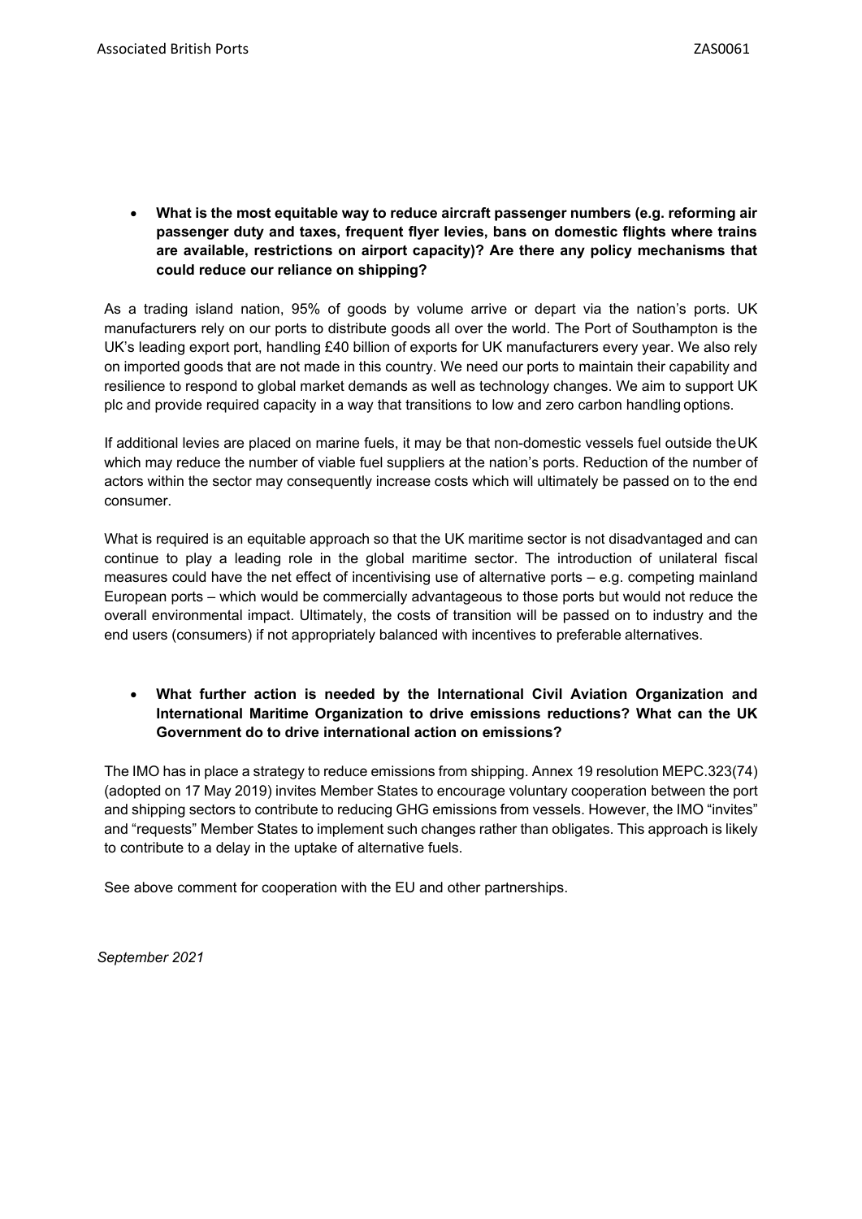- **What is the most equitable way to reduce aircraft passenger numbers (e.g. reforming air passenger duty and taxes, frequent flyer levies, bans on domestic flights where trains are available, restrictions on airport capacity)? Are there any policy mechanisms that could reduce our reliance on shipping?**

As a trading island nation, 95% of goods by volume arrive or depart via the nation's ports. UK manufacturers rely on our ports to distribute goods all over the world. The Port of Southampton is the UK's leading export port, handling £40 billion of exports for UK manufacturers every year. We also rely on imported goods that are not made in this country. We need our ports to maintain their capability and resilience to respond to global market demands as well as technology changes. We aim to support UK plc and provide required capacity in a way that transitions to low and zero carbon handling options.

If additional levies are placed on marine fuels, it may be that non-domestic vessels fuel outside the UK which may reduce the number of viable fuel suppliers at the nation's ports. Reduction of the number of actors within the sector may consequently increase costs which will ultimately be passed on to the end consumer.

What is required is an equitable approach so that the UK maritime sector is not disadvantaged and can continue to play a leading role in the global maritime sector. The introduction of unilateral fiscal measures could have the net effect of incentivising use of alternative ports – e.g. competing mainland European ports – which would be commercially advantageous to those ports but would not reduce the overall environmental impact. Ultimately, the costs of transition will be passed on to industry and the end users (consumers) if not appropriately balanced with incentives to preferable alternatives.

- **What further action is needed by the International Civil Aviation Organization and International Maritime Organization to drive emissions reductions? What can the UK Government do to drive international action on emissions?**

The IMO has in place a strategy to reduce emissions from shipping. Annex 19 resolution MEPC.323(74) (adopted on 17 May 2019) invites Member States to encourage voluntary cooperation between the port and shipping sectors to contribute to reducing GHG emissions from vessels. However, the IMO "invites" and "requests" Member States to implement such changes rather than obligates. This approach is likely to contribute to a delay in the uptake of alternative fuels.

See above comment for cooperation with the EU and other partnerships.

*September 2021*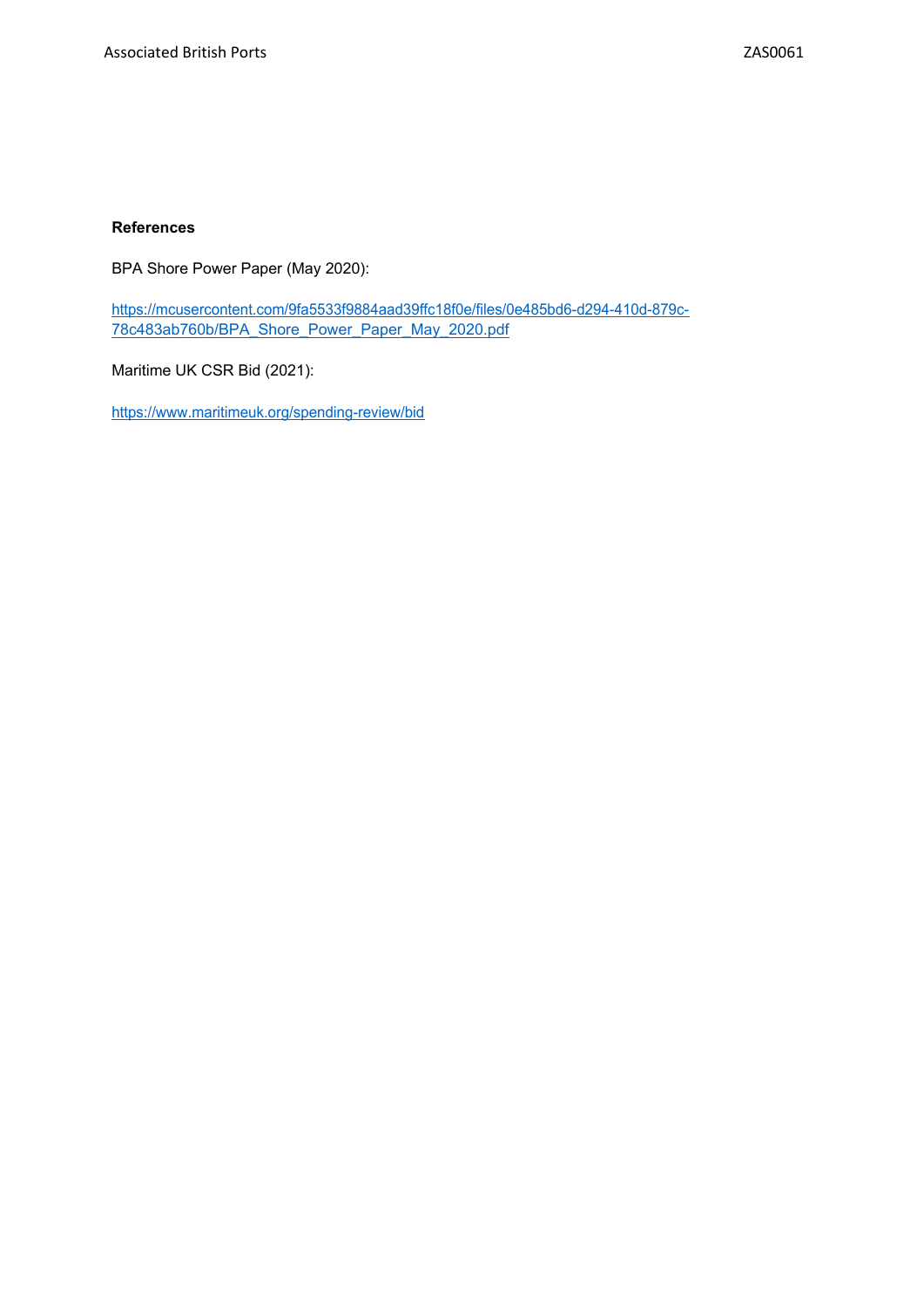**References**

BPA Shore Power Paper (May 2020):

https://mcusercontent.com/9fa5533f9884aad39ffc18f0e/files/0e485bd6-d294-410d-879c-78c483ab760b/BPA_Shore_Power_Paper_May_2020.pdf

Maritime UK CSR Bid (2021):

https://www.maritimeuk.org/spending-review/bid